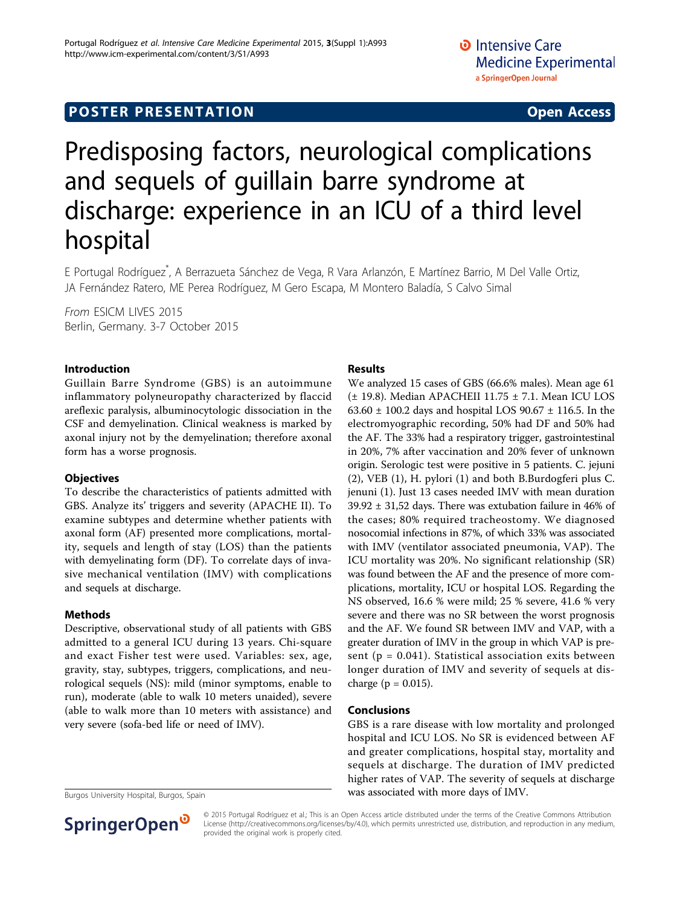POSTER PRESENTATION Open Access

# Predisposing factors, neurological complications and sequels of guillain barre syndrome at discharge: experience in an ICU of a third level hospital

E Portugal Rodríguez*, A Berrazueta Sánchez de Vega, R Vara Arlanzón, E Martínez Barrio, M Del Valle Ortiz, JA Fernández Ratero, ME Perea Rodríguez, M Gero Escapa, M Montero Baladía, S Calvo Simal

*From* ESICM LIVES 2015
Berlin, Germany. 3-7 October 2015

## Introduction

Guillain Barre Syndrome (GBS) is an autoimmune inflammatory polyneuropathy characterized by flaccid areflexic paralysis, albuminocytologic dissociation in the CSF and demyelination. Clinical weakness is marked by axonal injury not by the demyelination; therefore axonal form has a worse prognosis.

## Objectives

To describe the characteristics of patients admitted with GBS. Analyze its' triggers and severity (APACHE II). To examine subtypes and determine whether patients with axonal form (AF) presented more complications, mortality, sequels and length of stay (LOS) than the patients with demyelinating form (DF). To correlate days of invasive mechanical ventilation (IMV) with complications and sequels at discharge.

## Methods

Descriptive, observational study of all patients with GBS admitted to a general ICU during 13 years. Chi-square and exact Fisher test were used. Variables: sex, age, gravity, stay, subtypes, triggers, complications, and neurological sequels (NS): mild (minor symptoms, enable to run), moderate (able to walk 10 meters unaided), severe (able to walk more than 10 meters with assistance) and very severe (sofa-bed life or need of IMV).

## Results

We analyzed 15 cases of GBS (66.6% males). Mean age 61 (± 19.8). Median APACHEII 11.75 ± 7.1. Mean ICU LOS 63.60 ± 100.2 days and hospital LOS 90.67 ± 116.5. In the electromyographic recording, 50% had DF and 50% had the AF. The 33% had a respiratory trigger, gastrointestinal in 20%, 7% after vaccination and 20% fever of unknown origin. Serologic test were positive in 5 patients. C. jejuni (2), VEB (1), H. pylori (1) and both B.Burdogferi plus C. jenuni (1). Just 13 cases needed IMV with mean duration 39.92 ± 31,52 days. There was extubation failure in 46% of the cases; 80% required tracheostomy. We diagnosed nosocomial infections in 87%, of which 33% was associated with IMV (ventilator associated pneumonia, VAP). The ICU mortality was 20%. No significant relationship (SR) was found between the AF and the presence of more complications, mortality, ICU or hospital LOS. Regarding the NS observed, 16.6 % were mild; 25 % severe, 41.6 % very severe and there was no SR between the worst prognosis and the AF. We found SR between IMV and VAP, with a greater duration of IMV in the group in which VAP is present ($p = 0.041$). Statistical association exits between longer duration of IMV and severity of sequels at discharge ($p = 0.015$).

## Conclusions

GBS is a rare disease with low mortality and prolonged hospital and ICU LOS. No SR is evidenced between AF and greater complications, hospital stay, mortality and sequels at discharge. The duration of IMV predicted higher rates of VAP. The severity of sequels at discharge was associated with more days of IMV.

Burgos University Hospital, Burgos, Spain

© 2015 Portugal Rodríguez et al.; This is an Open Access article distributed under the terms of the Creative Commons Attribution License (http://creativecommons.org/licenses/by/4.0), which permits unrestricted use, distribution, and reproduction in any medium, provided the original work is properly cited.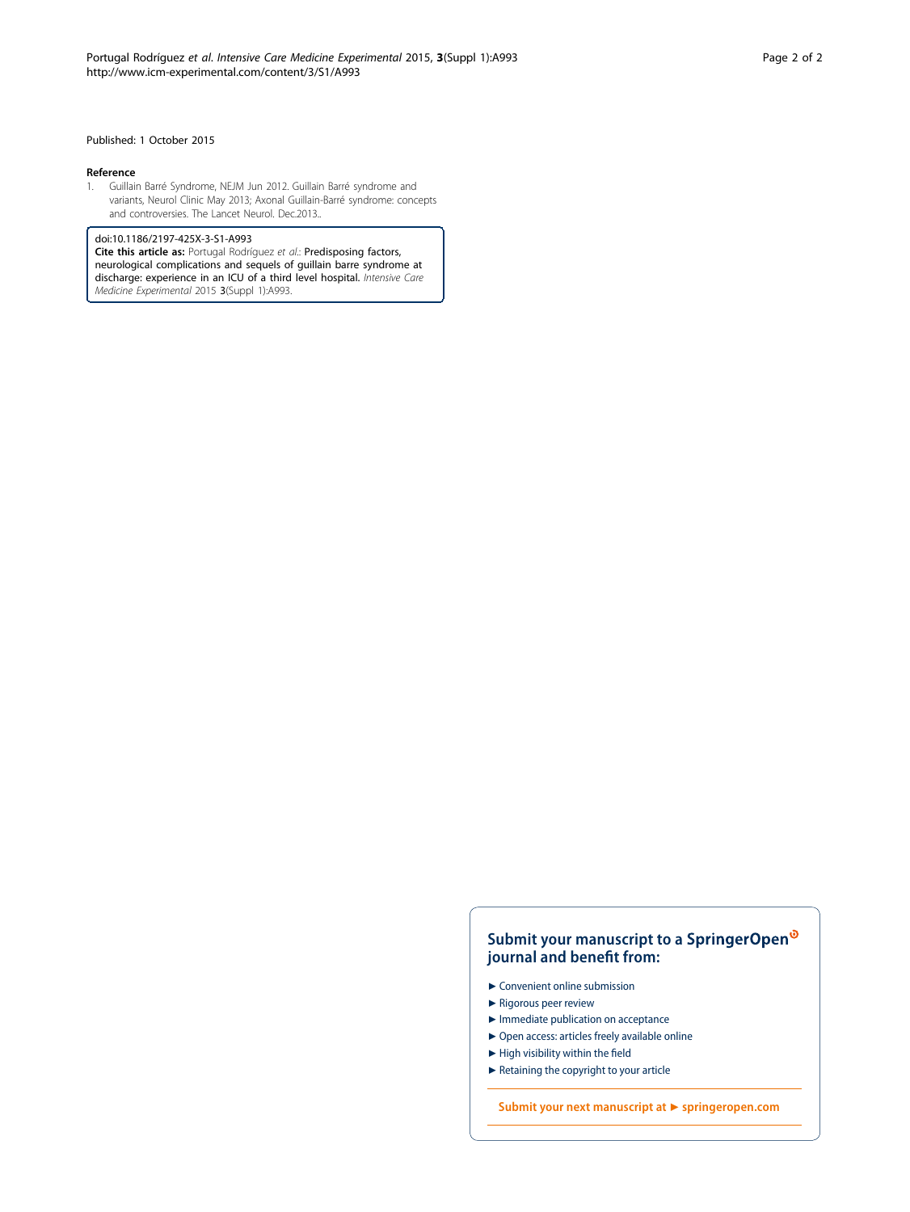Published: 1 October 2015

#### Reference

1. Guillain Barré Syndrome, NEJM Jun 2012. Guillain Barré syndrome and variants, Neurol Clinic May 2013; Axonal Guillain-Barré syndrome: concepts and controversies. The Lancet Neurol. Dec.2013..

doi:10.1186/2197-425X-3-S1-A993

**Cite this article as:** Portugal Rodríguez *et al.*: Predisposing factors, neurological complications and sequels of guillain barre syndrome at discharge: experience in an ICU of a third level hospital. *Intensive Care Medicine Experimental* 2015 **3**(Suppl 1):A993.

**Submit your manuscript to a SpringerOpen journal and benefit from:**

- ► Convenient online submission
- ► Rigorous peer review
- ► Immediate publication on acceptance
- ► Open access: articles freely available online
- ► High visibility within the field
- ► Retaining the copyright to your article

**Submit your next manuscript at ► springeropen.com**